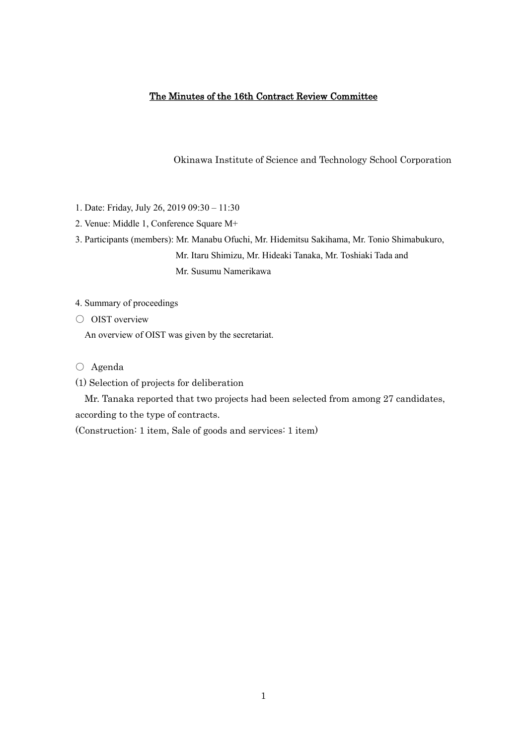# The Minutes of the 16th Contract Review Committee

Okinawa Institute of Science and Technology School Corporation

1. Date: Friday, July 26, 2019 09:30 – 11:30
2. Venue: Middle 1, Conference Square M+
3. Participants (members): Mr. Manabu Ofuchi, Mr. Hidemitsu Sakihama, Mr. Tonio Shimabukuro, Mr. Itaru Shimizu, Mr. Hideaki Tanaka, Mr. Toshiaki Tada and Mr. Susumu Namerikawa

4. Summary of proceedings

○ OIST overview

An overview of OIST was given by the secretariat.

○ Agenda

(1) Selection of projects for deliberation

Mr. Tanaka reported that two projects had been selected from among 27 candidates, according to the type of contracts.

(Construction: 1 item, Sale of goods and services: 1 item)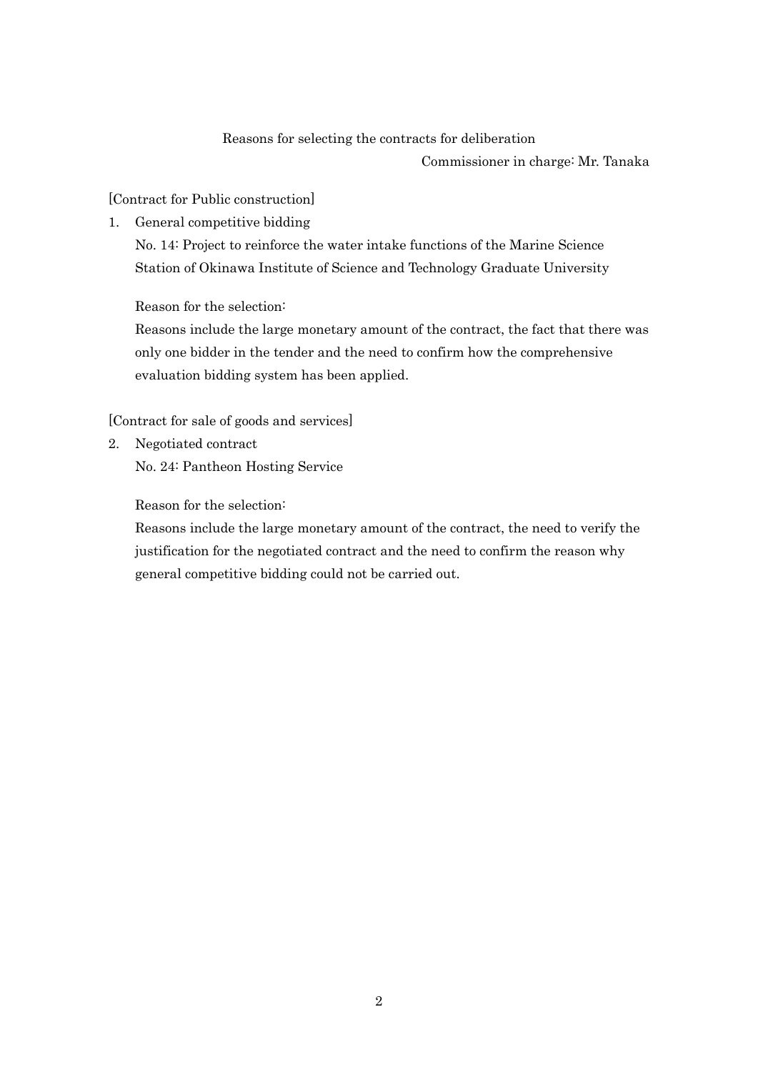## Reasons for selecting the contracts for deliberation

Commissioner in charge: Mr. Tanaka

[Contract for Public construction]

1. General competitive bidding

   No. 14: Project to reinforce the water intake functions of the Marine Science Station of Okinawa Institute of Science and Technology Graduate University

   Reason for the selection:

   Reasons include the large monetary amount of the contract, the fact that there was only one bidder in the tender and the need to confirm how the comprehensive evaluation bidding system has been applied.

[Contract for sale of goods and services]

2. Negotiated contract

   No. 24: Pantheon Hosting Service

   Reason for the selection:

   Reasons include the large monetary amount of the contract, the need to verify the justification for the negotiated contract and the need to confirm the reason why general competitive bidding could not be carried out.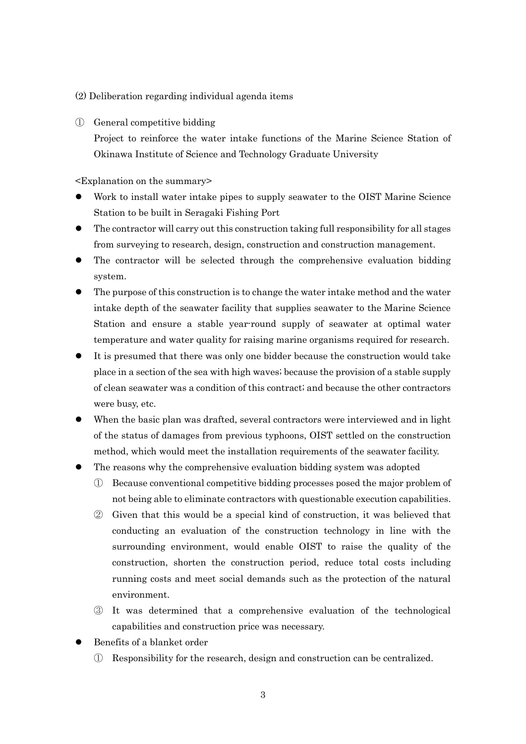(2) Deliberation regarding individual agenda items

① General competitive bidding

Project to reinforce the water intake functions of the Marine Science Station of Okinawa Institute of Science and Technology Graduate University

<Explanation on the summary>

- Work to install water intake pipes to supply seawater to the OIST Marine Science Station to be built in Seragaki Fishing Port
- The contractor will carry out this construction taking full responsibility for all stages from surveying to research, design, construction and construction management.
- The contractor will be selected through the comprehensive evaluation bidding system.
- The purpose of this construction is to change the water intake method and the water intake depth of the seawater facility that supplies seawater to the Marine Science Station and ensure a stable year-round supply of seawater at optimal water temperature and water quality for raising marine organisms required for research.
- It is presumed that there was only one bidder because the construction would take place in a section of the sea with high waves; because the provision of a stable supply of clean seawater was a condition of this contract; and because the other contractors were busy, etc.
- When the basic plan was drafted, several contractors were interviewed and in light of the status of damages from previous typhoons, OIST settled on the construction method, which would meet the installation requirements of the seawater facility.
- The reasons why the comprehensive evaluation bidding system was adopted
  - ① Because conventional competitive bidding processes posed the major problem of not being able to eliminate contractors with questionable execution capabilities.
  - ② Given that this would be a special kind of construction, it was believed that conducting an evaluation of the construction technology in line with the surrounding environment, would enable OIST to raise the quality of the construction, shorten the construction period, reduce total costs including running costs and meet social demands such as the protection of the natural environment.
  - ③ It was determined that a comprehensive evaluation of the technological capabilities and construction price was necessary.
- Benefits of a blanket order
  - ① Responsibility for the research, design and construction can be centralized.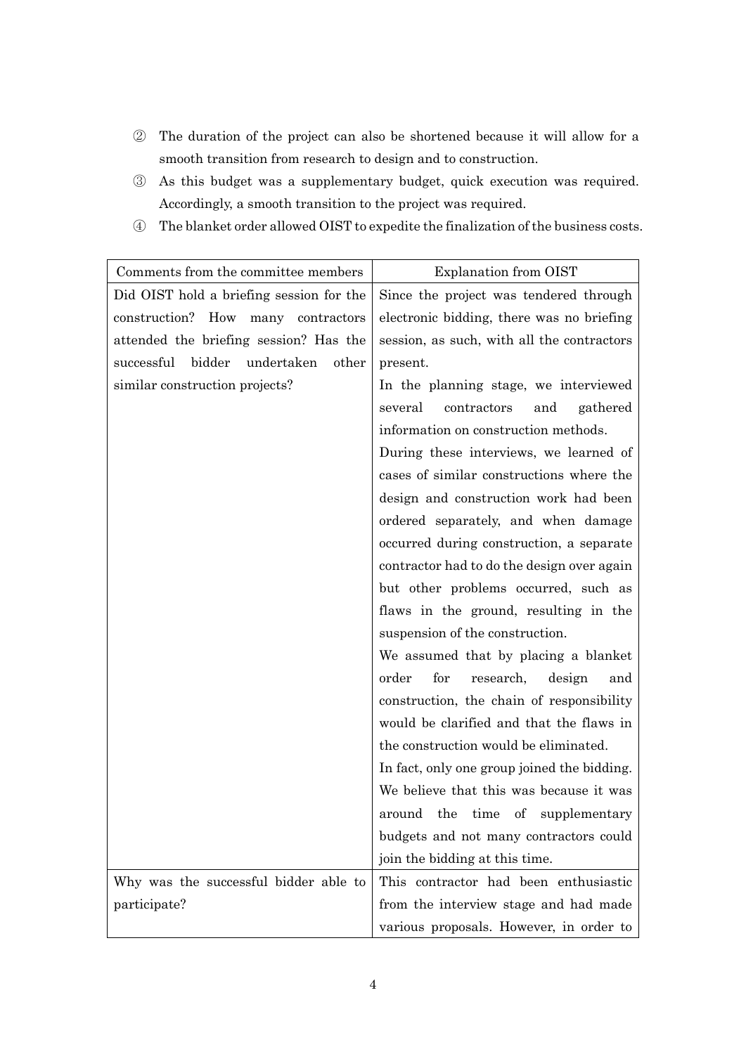② The duration of the project can also be shortened because it will allow for a smooth transition from research to design and to construction.

③ As this budget was a supplementary budget, quick execution was required. Accordingly, a smooth transition to the project was required.

④ The blanket order allowed OIST to expedite the finalization of the business costs.

| Comments from the committee members | Explanation from OIST |
| --- | --- |
| Did OIST hold a briefing session for the construction? How many contractors attended the briefing session? Has the successful bidder undertaken other similar construction projects? | Since the project was tendered through electronic bidding, there was no briefing session, as such, with all the contractors present. In the planning stage, we interviewed several contractors and gathered information on construction methods. During these interviews, we learned of cases of similar constructions where the design and construction work had been ordered separately, and when damage occurred during construction, a separate contractor had to do the design over again but other problems occurred, such as flaws in the ground, resulting in the suspension of the construction. We assumed that by placing a blanket order for research, design and construction, the chain of responsibility would be clarified and that the flaws in the construction would be eliminated. In fact, only one group joined the bidding. We believe that this was because it was around the time of supplementary budgets and not many contractors could join the bidding at this time. |
| Why was the successful bidder able to participate? | This contractor had been enthusiastic from the interview stage and had made various proposals. However, in order to |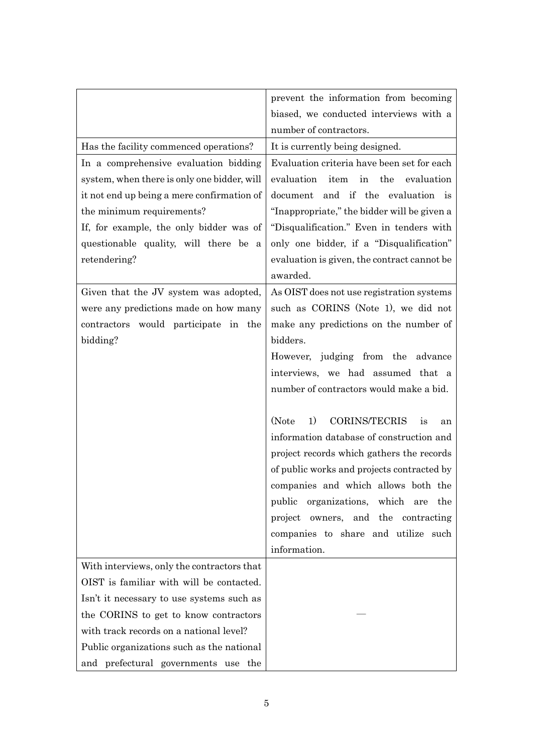| | |
|---|---|
| | prevent the information from becoming biased, we conducted interviews with a number of contractors. |
| Has the facility commenced operations? | It is currently being designed. |
| In a comprehensive evaluation bidding system, when there is only one bidder, will it not end up being a mere confirmation of the minimum requirements?<br>If, for example, the only bidder was of questionable quality, will there be a retendering? | Evaluation criteria have been set for each evaluation item in the evaluation document and if the evaluation is "Inappropriate," the bidder will be given a "Disqualification." Even in tenders with only one bidder, if a "Disqualification" evaluation is given, the contract cannot be awarded. |
| Given that the JV system was adopted, were any predictions made on how many contractors would participate in the bidding? | As OIST does not use registration systems such as CORINS (Note 1), we did not make any predictions on the number of bidders.<br>However, judging from the advance interviews, we had assumed that a number of contractors would make a bid.<br><br>(Note 1) CORINS/TECRIS is an information database of construction and project records which gathers the records of public works and projects contracted by companies and which allows both the public organizations, which are the project owners, and the contracting companies to share and utilize such information. |
| With interviews, only the contractors that OIST is familiar with will be contacted. Isn't it necessary to use systems such as the CORINS to get to know contractors with track records on a national level?<br>Public organizations such as the national and prefectural governments use the | — |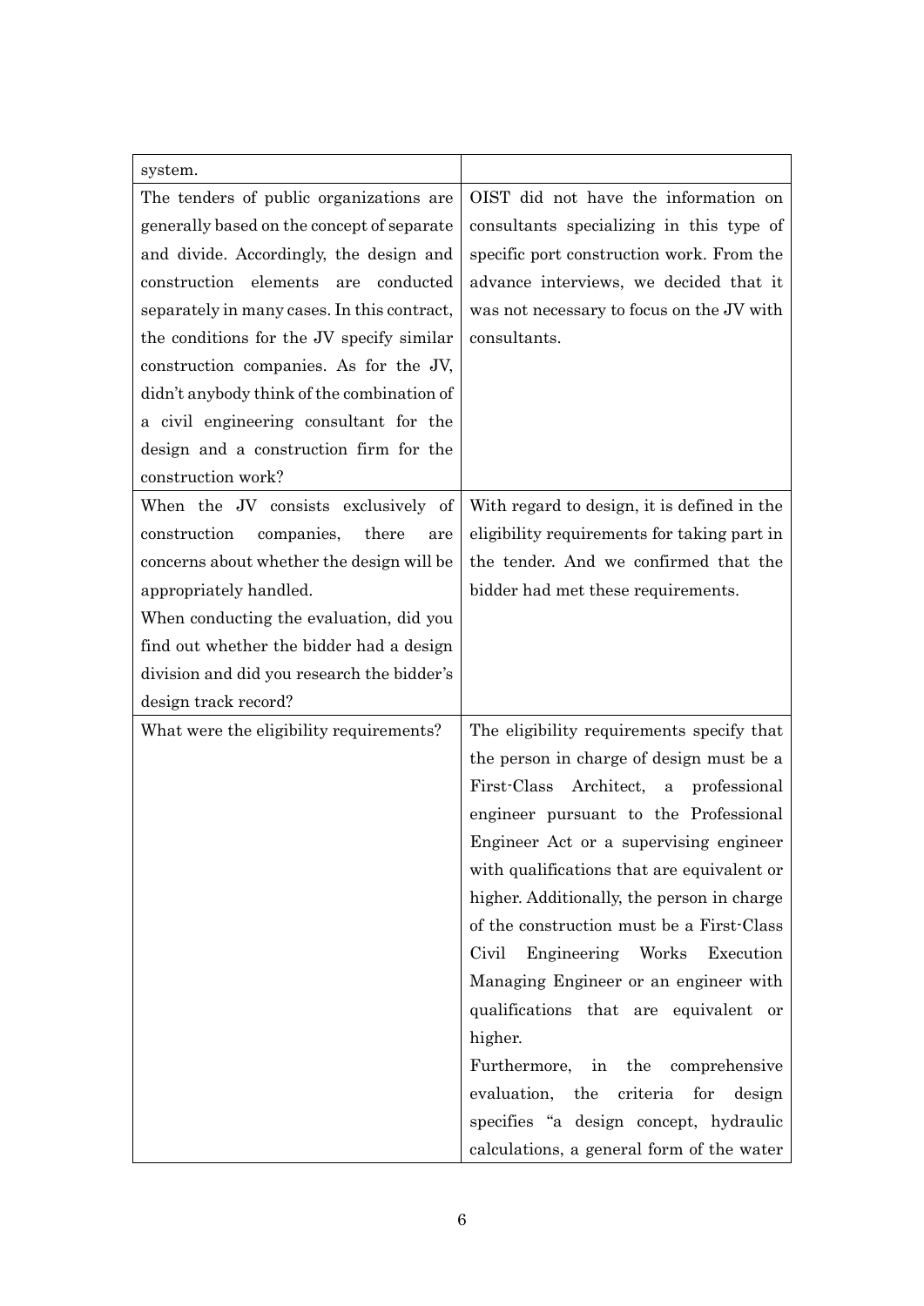| | |
|---|---|
| system. | |
| The tenders of public organizations are generally based on the concept of separate and divide. Accordingly, the design and construction elements are conducted separately in many cases. In this contract, the conditions for the JV specify similar construction companies. As for the JV, didn't anybody think of the combination of a civil engineering consultant for the design and a construction firm for the construction work? | OIST did not have the information on consultants specializing in this type of specific port construction work. From the advance interviews, we decided that it was not necessary to focus on the JV with consultants. |
| When the JV consists exclusively of construction companies, there are concerns about whether the design will be appropriately handled.<br>When conducting the evaluation, did you find out whether the bidder had a design division and did you research the bidder's design track record? | With regard to design, it is defined in the eligibility requirements for taking part in the tender. And we confirmed that the bidder had met these requirements. |
| What were the eligibility requirements? | The eligibility requirements specify that the person in charge of design must be a First-Class Architect, a professional engineer pursuant to the Professional Engineer Act or a supervising engineer with qualifications that are equivalent or higher. Additionally, the person in charge of the construction must be a First-Class Civil Engineering Works Execution Managing Engineer or an engineer with qualifications that are equivalent or higher.<br>Furthermore, in the comprehensive evaluation, the criteria for design specifies "a design concept, hydraulic calculations, a general form of the water |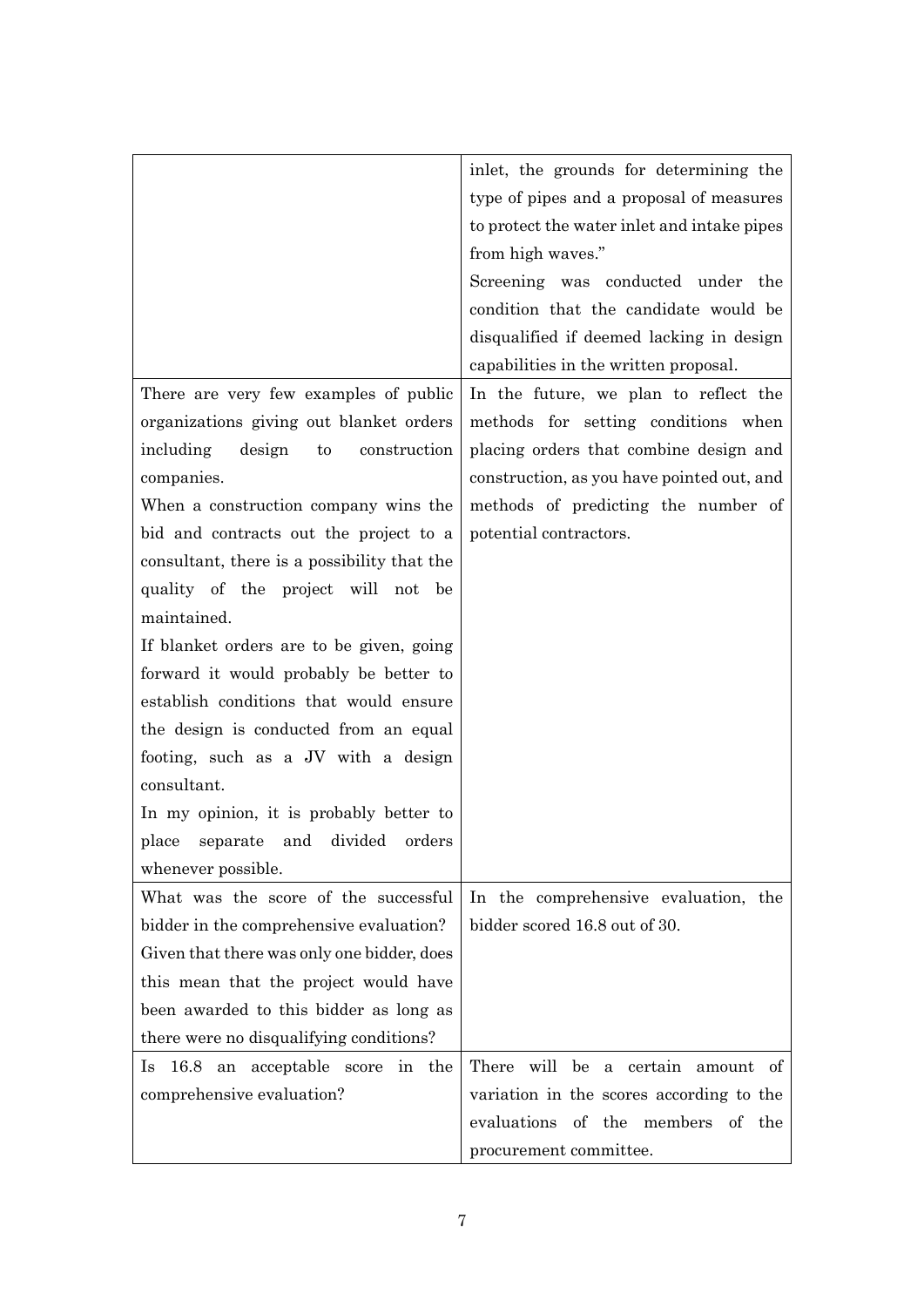| | |
|---|---|
| | inlet, the grounds for determining the type of pipes and a proposal of measures to protect the water inlet and intake pipes from high waves."<br>Screening was conducted under the condition that the candidate would be disqualified if deemed lacking in design capabilities in the written proposal. |
| There are very few examples of public organizations giving out blanket orders including design to construction companies.<br>When a construction company wins the bid and contracts out the project to a consultant, there is a possibility that the quality of the project will not be maintained.<br>If blanket orders are to be given, going forward it would probably be better to establish conditions that would ensure the design is conducted from an equal footing, such as a JV with a design consultant.<br>In my opinion, it is probably better to place separate and divided orders whenever possible. | In the future, we plan to reflect the methods for setting conditions when placing orders that combine design and construction, as you have pointed out, and methods of predicting the number of potential contractors. |
| What was the score of the successful bidder in the comprehensive evaluation?<br>Given that there was only one bidder, does this mean that the project would have been awarded to this bidder as long as there were no disqualifying conditions? | In the comprehensive evaluation, the bidder scored 16.8 out of 30. |
| Is 16.8 an acceptable score in the comprehensive evaluation? | There will be a certain amount of variation in the scores according to the evaluations of the members of the procurement committee. |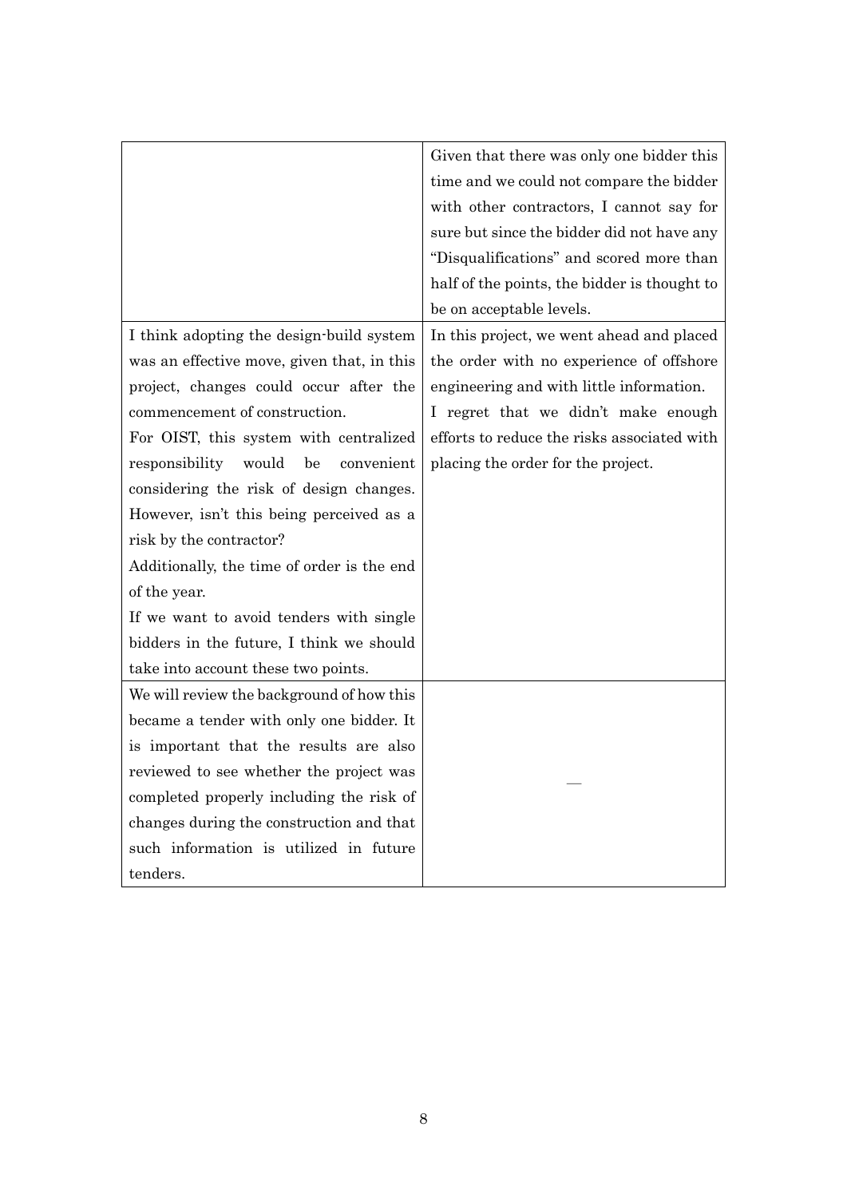| | |
|---|---|
| | Given that there was only one bidder this time and we could not compare the bidder with other contractors, I cannot say for sure but since the bidder did not have any "Disqualifications" and scored more than half of the points, the bidder is thought to be on acceptable levels. |
| I think adopting the design-build system was an effective move, given that, in this project, changes could occur after the commencement of construction.<br>For OIST, this system with centralized responsibility would be convenient considering the risk of design changes. However, isn't this being perceived as a risk by the contractor?<br>Additionally, the time of order is the end of the year.<br>If we want to avoid tenders with single bidders in the future, I think we should take into account these two points. | In this project, we went ahead and placed the order with no experience of offshore engineering and with little information.<br>I regret that we didn't make enough efforts to reduce the risks associated with placing the order for the project. |
| We will review the background of how this became a tender with only one bidder. It is important that the results are also reviewed to see whether the project was completed properly including the risk of changes during the construction and that such information is utilized in future tenders. | — |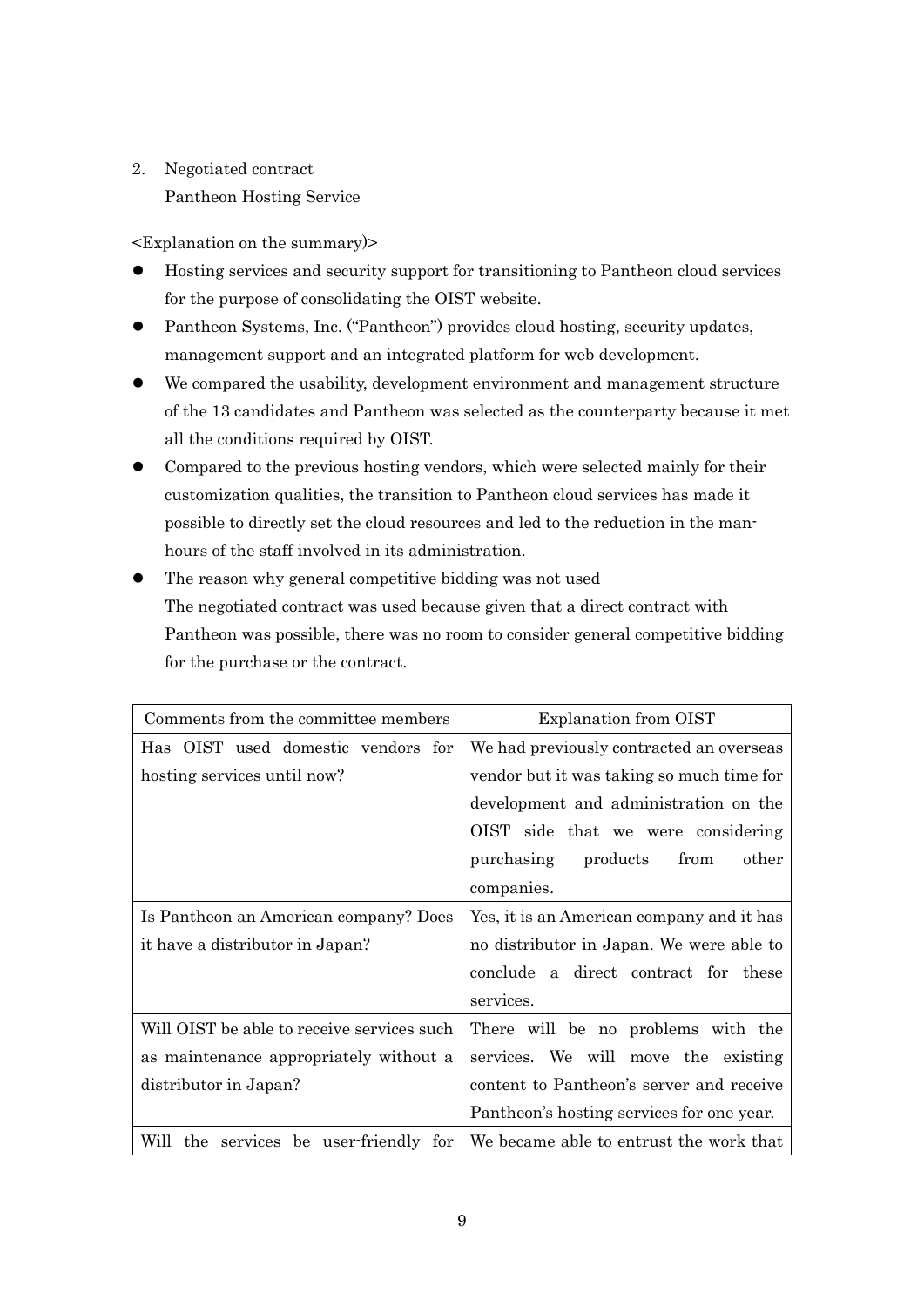2. Negotiated contract
   Pantheon Hosting Service

<Explanation on the summary)>

- Hosting services and security support for transitioning to Pantheon cloud services for the purpose of consolidating the OIST website.
- Pantheon Systems, Inc. ("Pantheon") provides cloud hosting, security updates, management support and an integrated platform for web development.
- We compared the usability, development environment and management structure of the 13 candidates and Pantheon was selected as the counterparty because it met all the conditions required by OIST.
- Compared to the previous hosting vendors, which were selected mainly for their customization qualities, the transition to Pantheon cloud services has made it possible to directly set the cloud resources and led to the reduction in the man-hours of the staff involved in its administration.
- The reason why general competitive bidding was not used
  The negotiated contract was used because given that a direct contract with Pantheon was possible, there was no room to consider general competitive bidding for the purchase or the contract.

| Comments from the committee members | Explanation from OIST |
|---|---|
| Has OIST used domestic vendors for hosting services until now? | We had previously contracted an overseas vendor but it was taking so much time for development and administration on the OIST side that we were considering purchasing products from other companies. |
| Is Pantheon an American company? Does it have a distributor in Japan? | Yes, it is an American company and it has no distributor in Japan. We were able to conclude a direct contract for these services. |
| Will OIST be able to receive services such as maintenance appropriately without a distributor in Japan? | There will be no problems with the services. We will move the existing content to Pantheon's server and receive Pantheon's hosting services for one year. |
| Will the services be user-friendly for | We became able to entrust the work that |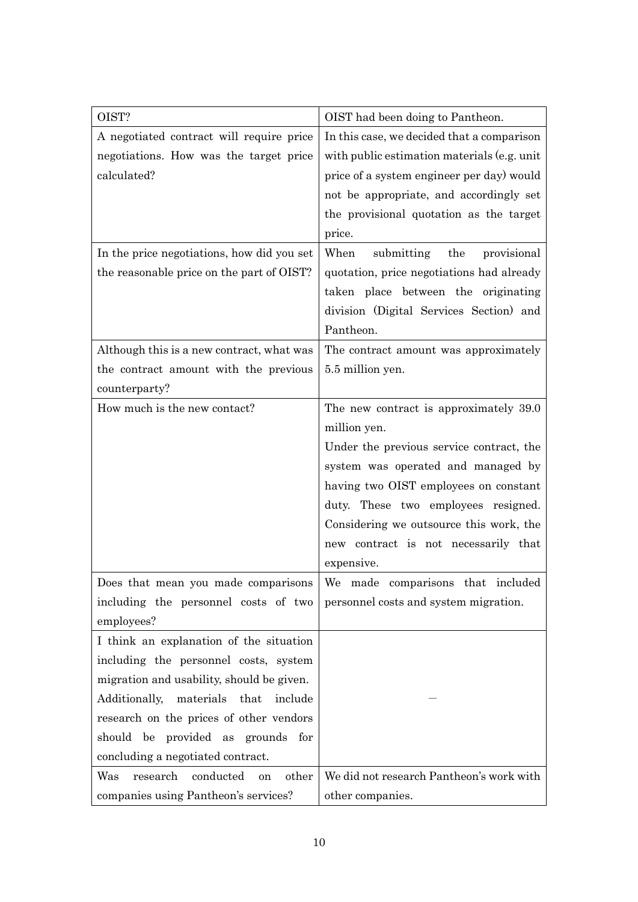| | |
|---|---|
| OIST? | OIST had been doing to Pantheon. |
| A negotiated contract will require price negotiations. How was the target price calculated? | In this case, we decided that a comparison with public estimation materials (e.g. unit price of a system engineer per day) would not be appropriate, and accordingly set the provisional quotation as the target price. |
| In the price negotiations, how did you set the reasonable price on the part of OIST? | When submitting the provisional quotation, price negotiations had already taken place between the originating division (Digital Services Section) and Pantheon. |
| Although this is a new contract, what was the contract amount with the previous counterparty? | The contract amount was approximately 5.5 million yen. |
| How much is the new contact? | The new contract is approximately 39.0 million yen.<br>Under the previous service contract, the system was operated and managed by having two OIST employees on constant duty. These two employees resigned. Considering we outsource this work, the new contract is not necessarily that expensive. |
| Does that mean you made comparisons including the personnel costs of two employees? | We made comparisons that included personnel costs and system migration. |
| I think an explanation of the situation including the personnel costs, system migration and usability, should be given. Additionally, materials that include research on the prices of other vendors should be provided as grounds for concluding a negotiated contract. | — |
| Was research conducted on other companies using Pantheon's services? | We did not research Pantheon's work with other companies. |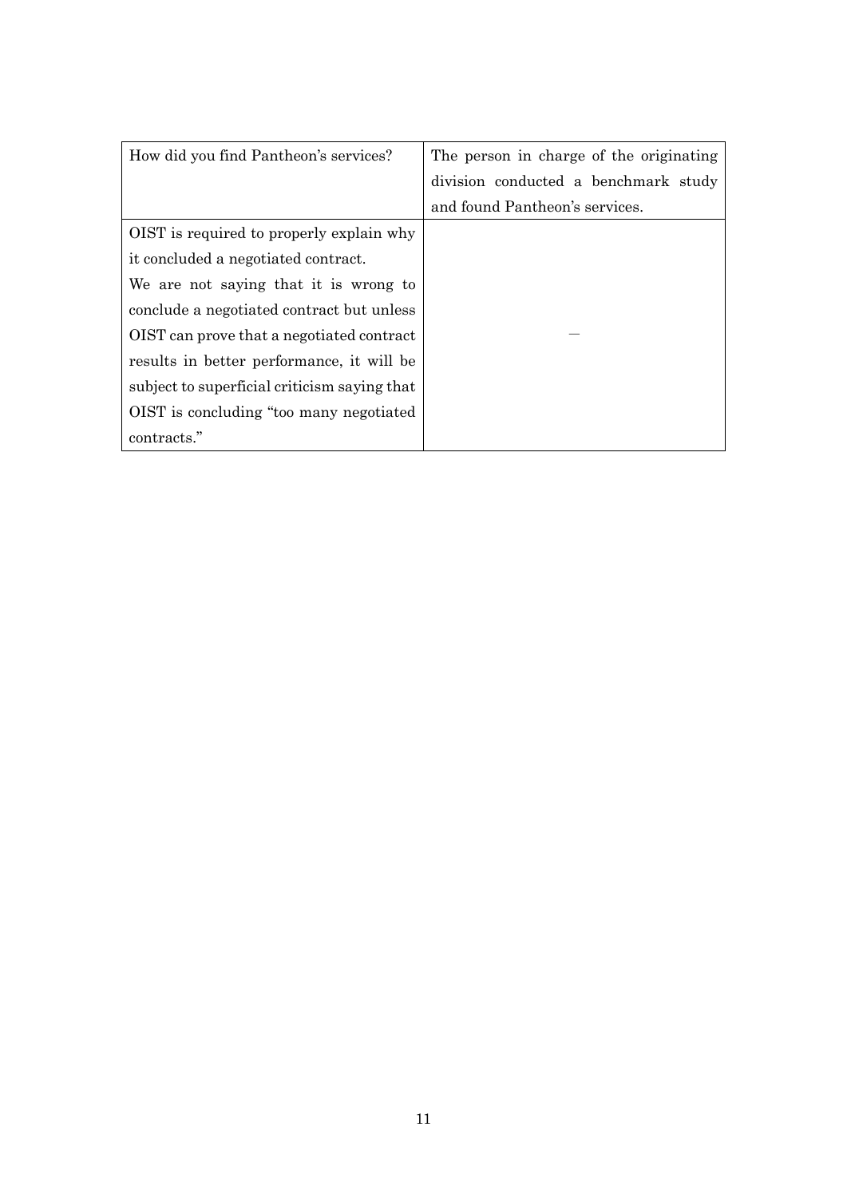| | |
|---|---|
| How did you find Pantheon's services? | The person in charge of the originating division conducted a benchmark study and found Pantheon's services. |
| OIST is required to properly explain why it concluded a negotiated contract.<br>We are not saying that it is wrong to conclude a negotiated contract but unless OIST can prove that a negotiated contract results in better performance, it will be subject to superficial criticism saying that OIST is concluding "too many negotiated contracts." | — |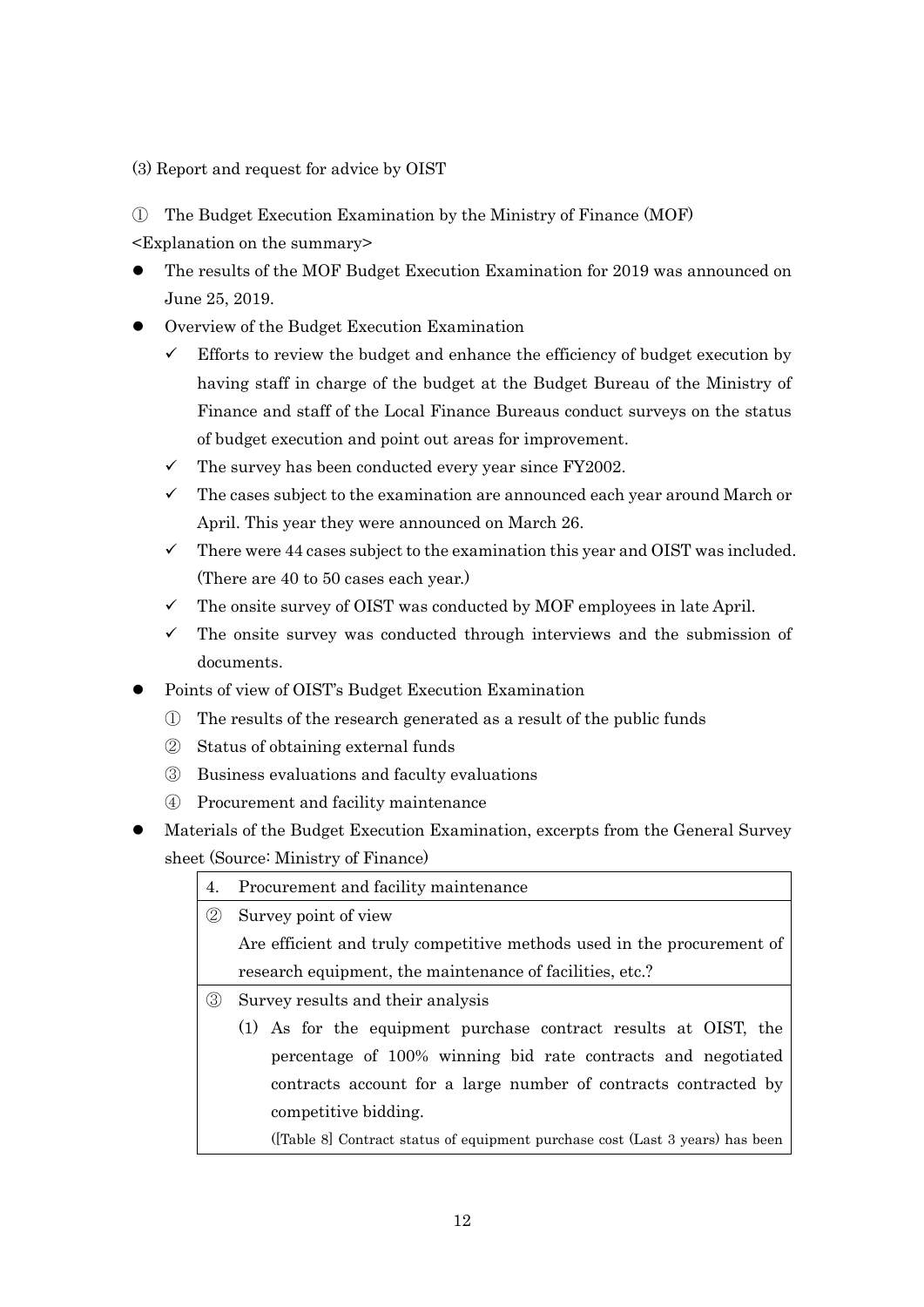(3) Report and request for advice by OIST

① The Budget Execution Examination by the Ministry of Finance (MOF)

<Explanation on the summary>

- The results of the MOF Budget Execution Examination for 2019 was announced on June 25, 2019.
- Overview of the Budget Execution Examination
  - ✓ Efforts to review the budget and enhance the efficiency of budget execution by having staff in charge of the budget at the Budget Bureau of the Ministry of Finance and staff of the Local Finance Bureaus conduct surveys on the status of budget execution and point out areas for improvement.
  - ✓ The survey has been conducted every year since FY2002.
  - ✓ The cases subject to the examination are announced each year around March or April. This year they were announced on March 26.
  - ✓ There were 44 cases subject to the examination this year and OIST was included. (There are 40 to 50 cases each year.)
  - ✓ The onsite survey of OIST was conducted by MOF employees in late April.
  - ✓ The onsite survey was conducted through interviews and the submission of documents.
- Points of view of OIST's Budget Execution Examination
  1. ① The results of the research generated as a result of the public funds
  2. ② Status of obtaining external funds
  3. ③ Business evaluations and faculty evaluations
  4. ④ Procurement and facility maintenance
- Materials of the Budget Execution Examination, excerpts from the General Survey sheet (Source: Ministry of Finance)

| 4. | Procurement and facility maintenance |
|---|---|
| ② | Survey point of view<br>Are efficient and truly competitive methods used in the procurement of research equipment, the maintenance of facilities, etc.? |
| ③ | Survey results and their analysis<br>(1) As for the equipment purchase contract results at OIST, the percentage of 100% winning bid rate contracts and negotiated contracts account for a large number of contracts contracted by competitive bidding.<br>([Table 8] Contract status of equipment purchase cost (Last 3 years) has been |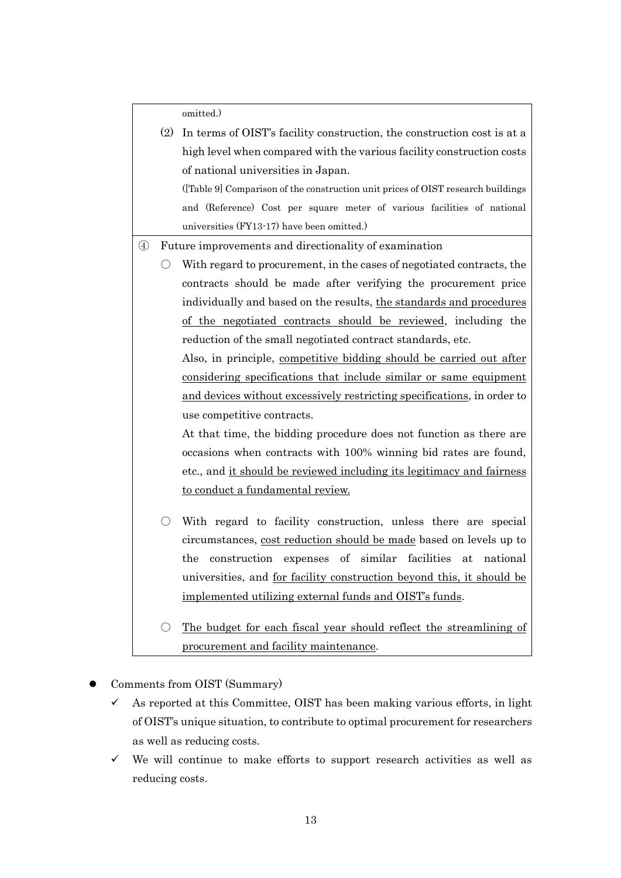omitted.)

(2) In terms of OIST's facility construction, the construction cost is at a high level when compared with the various facility construction costs of national universities in Japan.

([Table 9] Comparison of the construction unit prices of OIST research buildings and (Reference) Cost per square meter of various facilities of national universities (FY13-17) have been omitted.)

④ Future improvements and directionality of examination

○ With regard to procurement, in the cases of negotiated contracts, the contracts should be made after verifying the procurement price individually and based on the results, <u>the standards and procedures of the negotiated contracts should be reviewed</u>, including the reduction of the small negotiated contract standards, etc.

Also, in principle, <u>competitive bidding should be carried out after considering specifications that include similar or same equipment and devices without excessively restricting specifications</u>, in order to use competitive contracts.

At that time, the bidding procedure does not function as there are occasions when contracts with 100% winning bid rates are found, etc., and <u>it should be reviewed including its legitimacy and fairness to conduct a fundamental review.</u>

○ With regard to facility construction, unless there are special circumstances, <u>cost reduction should be made</u> based on levels up to the construction expenses of similar facilities at national universities, and <u>for facility construction beyond this, it should be implemented utilizing external funds and OIST's funds</u>.

○ <u>The budget for each fiscal year should reflect the streamlining of procurement and facility maintenance</u>.

- Comments from OIST (Summary)
  - ✓ As reported at this Committee, OIST has been making various efforts, in light of OIST's unique situation, to contribute to optimal procurement for researchers as well as reducing costs.
  - ✓ We will continue to make efforts to support research activities as well as reducing costs.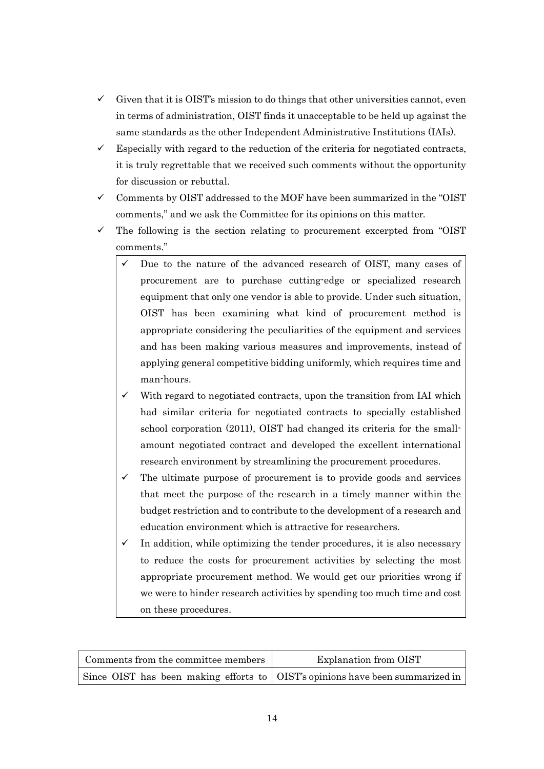- ✓ Given that it is OIST's mission to do things that other universities cannot, even in terms of administration, OIST finds it unacceptable to be held up against the same standards as the other Independent Administrative Institutions (IAIs).
- ✓ Especially with regard to the reduction of the criteria for negotiated contracts, it is truly regrettable that we received such comments without the opportunity for discussion or rebuttal.
- ✓ Comments by OIST addressed to the MOF have been summarized in the "OIST comments," and we ask the Committee for its opinions on this matter.
- ✓ The following is the section relating to procurement excerpted from "OIST comments."

> - ✓ Due to the nature of the advanced research of OIST, many cases of procurement are to purchase cutting-edge or specialized research equipment that only one vendor is able to provide. Under such situation, OIST has been examining what kind of procurement method is appropriate considering the peculiarities of the equipment and services and has been making various measures and improvements, instead of applying general competitive bidding uniformly, which requires time and man-hours.
> - ✓ With regard to negotiated contracts, upon the transition from IAI which had similar criteria for negotiated contracts to specially established school corporation (2011), OIST had changed its criteria for the small-amount negotiated contract and developed the excellent international research environment by streamlining the procurement procedures.
> - ✓ The ultimate purpose of procurement is to provide goods and services that meet the purpose of the research in a timely manner within the budget restriction and to contribute to the development of a research and education environment which is attractive for researchers.
> - ✓ In addition, while optimizing the tender procedures, it is also necessary to reduce the costs for procurement activities by selecting the most appropriate procurement method. We would get our priorities wrong if we were to hinder research activities by spending too much time and cost on these procedures.

| Comments from the committee members | Explanation from OIST |
| --- | --- |
| Since OIST has been making efforts to | OIST's opinions have been summarized in |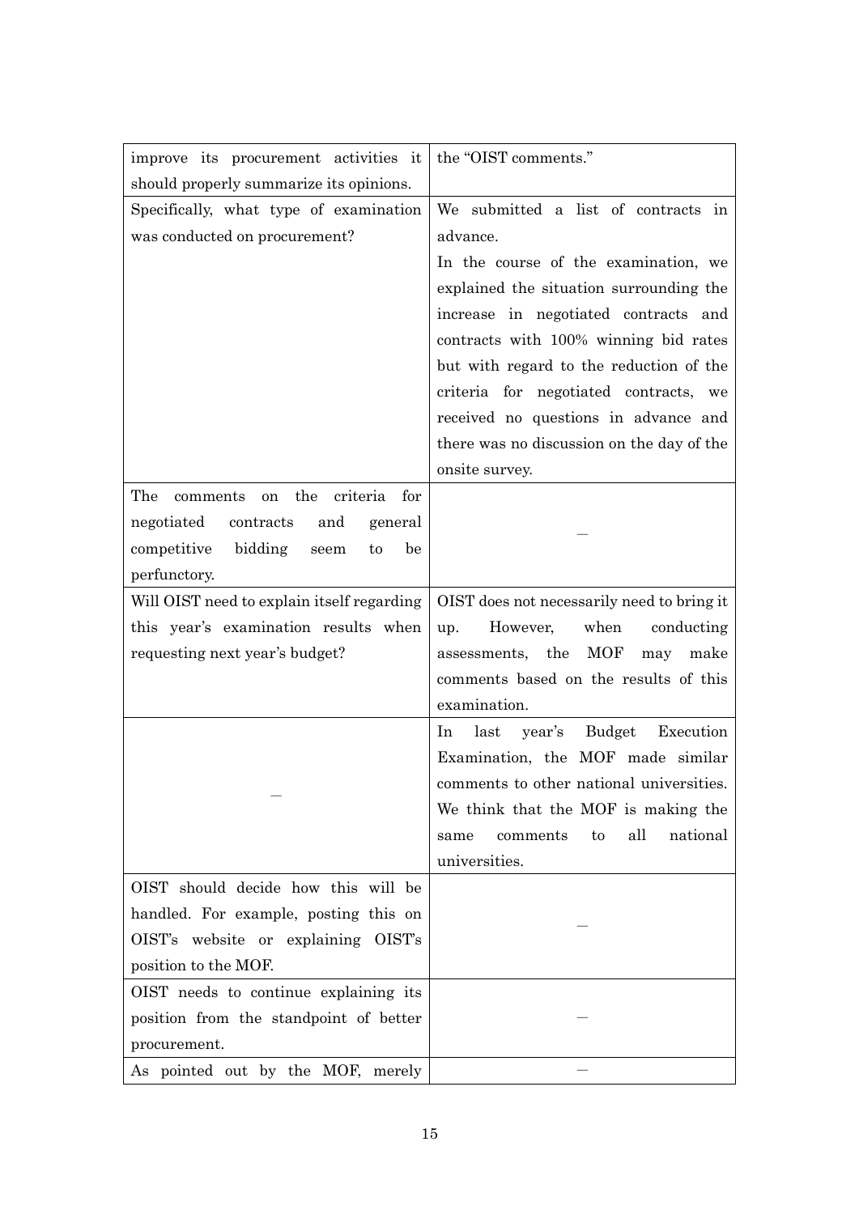| | |
|---|---|
| improve its procurement activities it should properly summarize its opinions. | the "OIST comments." |
| Specifically, what type of examination was conducted on procurement? | We submitted a list of contracts in advance.<br>In the course of the examination, we explained the situation surrounding the increase in negotiated contracts and contracts with 100% winning bid rates but with regard to the reduction of the criteria for negotiated contracts, we received no questions in advance and there was no discussion on the day of the onsite survey. |
| The comments on the criteria for negotiated contracts and general competitive bidding seem to be perfunctory. | — |
| Will OIST need to explain itself regarding this year's examination results when requesting next year's budget? | OIST does not necessarily need to bring it up. However, when conducting assessments, the MOF may make comments based on the results of this examination. |
| — | In last year's Budget Execution Examination, the MOF made similar comments to other national universities. We think that the MOF is making the same comments to all national universities. |
| OIST should decide how this will be handled. For example, posting this on OIST's website or explaining OIST's position to the MOF. | — |
| OIST needs to continue explaining its position from the standpoint of better procurement. | — |
| As pointed out by the MOF, merely | — |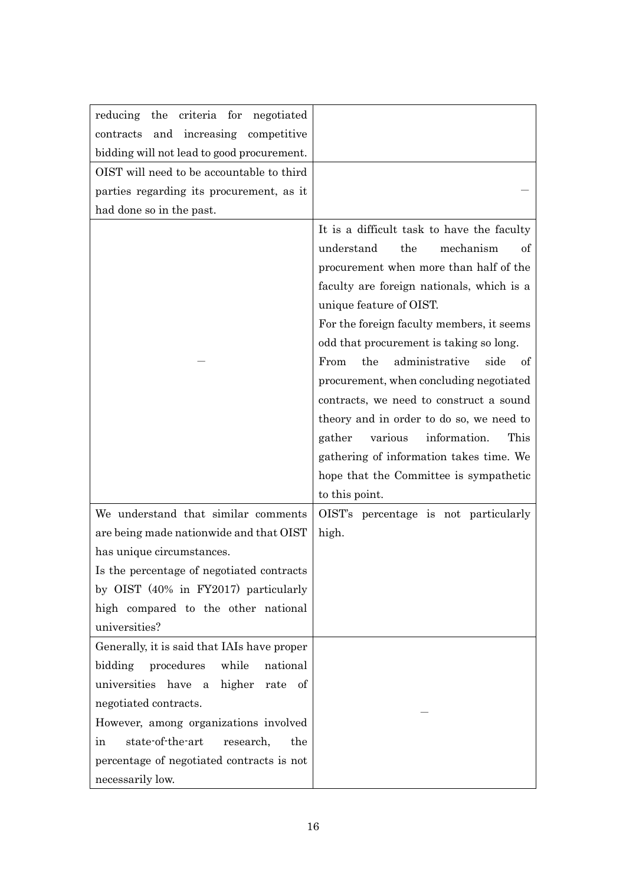| | |
|---|---|
| reducing the criteria for negotiated contracts and increasing competitive bidding will not lead to good procurement. | |
| OIST will need to be accountable to third parties regarding its procurement, as it had done so in the past. | — |
| — | It is a difficult task to have the faculty understand the mechanism of procurement when more than half of the faculty are foreign nationals, which is a unique feature of OIST.<br>For the foreign faculty members, it seems odd that procurement is taking so long.<br>From the administrative side of procurement, when concluding negotiated contracts, we need to construct a sound theory and in order to do so, we need to gather various information. This gathering of information takes time. We hope that the Committee is sympathetic to this point. |
| We understand that similar comments are being made nationwide and that OIST has unique circumstances.<br>Is the percentage of negotiated contracts by OIST (40% in FY2017) particularly high compared to the other national universities? | OIST's percentage is not particularly high. |
| Generally, it is said that IAIs have proper bidding procedures while national universities have a higher rate of negotiated contracts.<br>However, among organizations involved in state-of-the-art research, the percentage of negotiated contracts is not necessarily low. | — |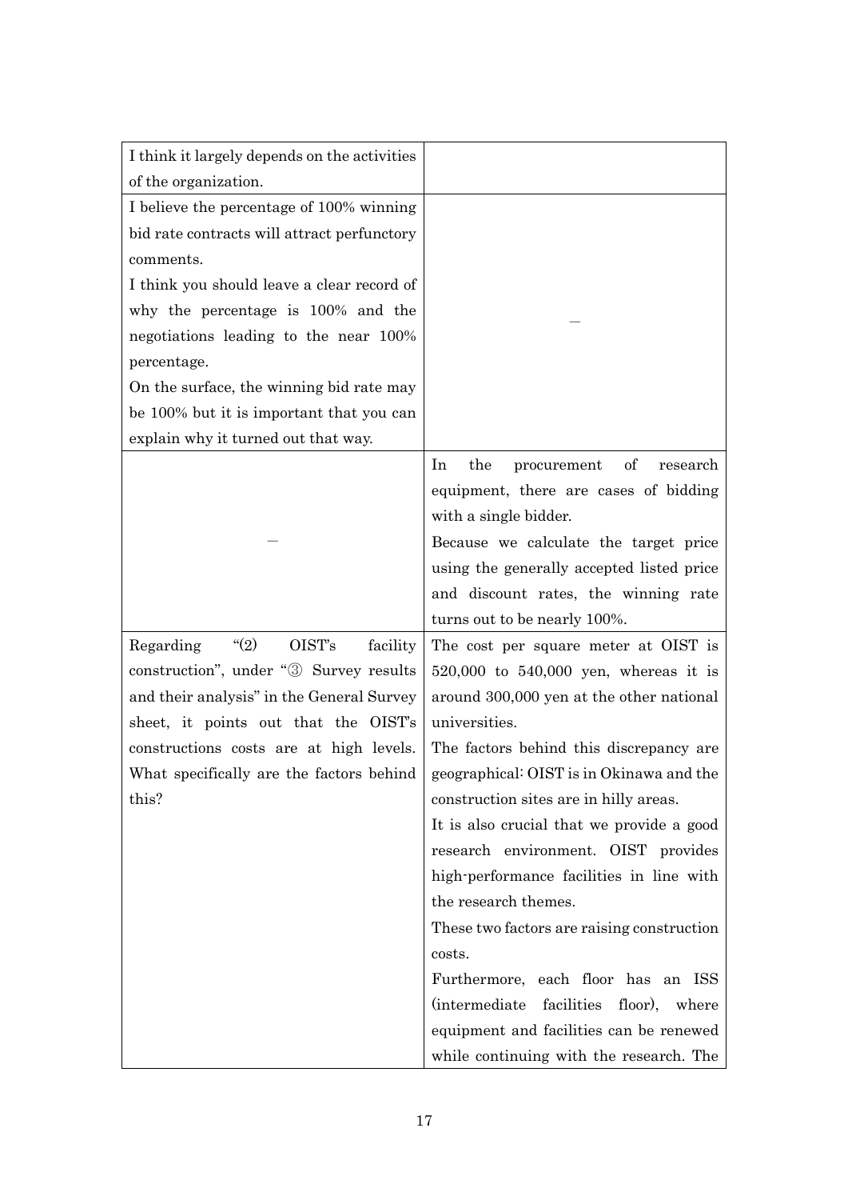| | |
|---|---|
| I think it largely depends on the activities of the organization. | |
| I believe the percentage of 100% winning bid rate contracts will attract perfunctory comments.<br>I think you should leave a clear record of why the percentage is 100% and the negotiations leading to the near 100% percentage.<br>On the surface, the winning bid rate may be 100% but it is important that you can explain why it turned out that way. | — |
| — | In the procurement of research equipment, there are cases of bidding with a single bidder.<br>Because we calculate the target price using the generally accepted listed price and discount rates, the winning rate turns out to be nearly 100%. |
| Regarding "(2) OIST's facility construction", under "③ Survey results and their analysis" in the General Survey sheet, it points out that the OIST's constructions costs are at high levels. What specifically are the factors behind this? | The cost per square meter at OIST is 520,000 to 540,000 yen, whereas it is around 300,000 yen at the other national universities.<br>The factors behind this discrepancy are geographical: OIST is in Okinawa and the construction sites are in hilly areas.<br>It is also crucial that we provide a good research environment. OIST provides high-performance facilities in line with the research themes.<br>These two factors are raising construction costs.<br>Furthermore, each floor has an ISS (intermediate facilities floor), where equipment and facilities can be renewed while continuing with the research. The |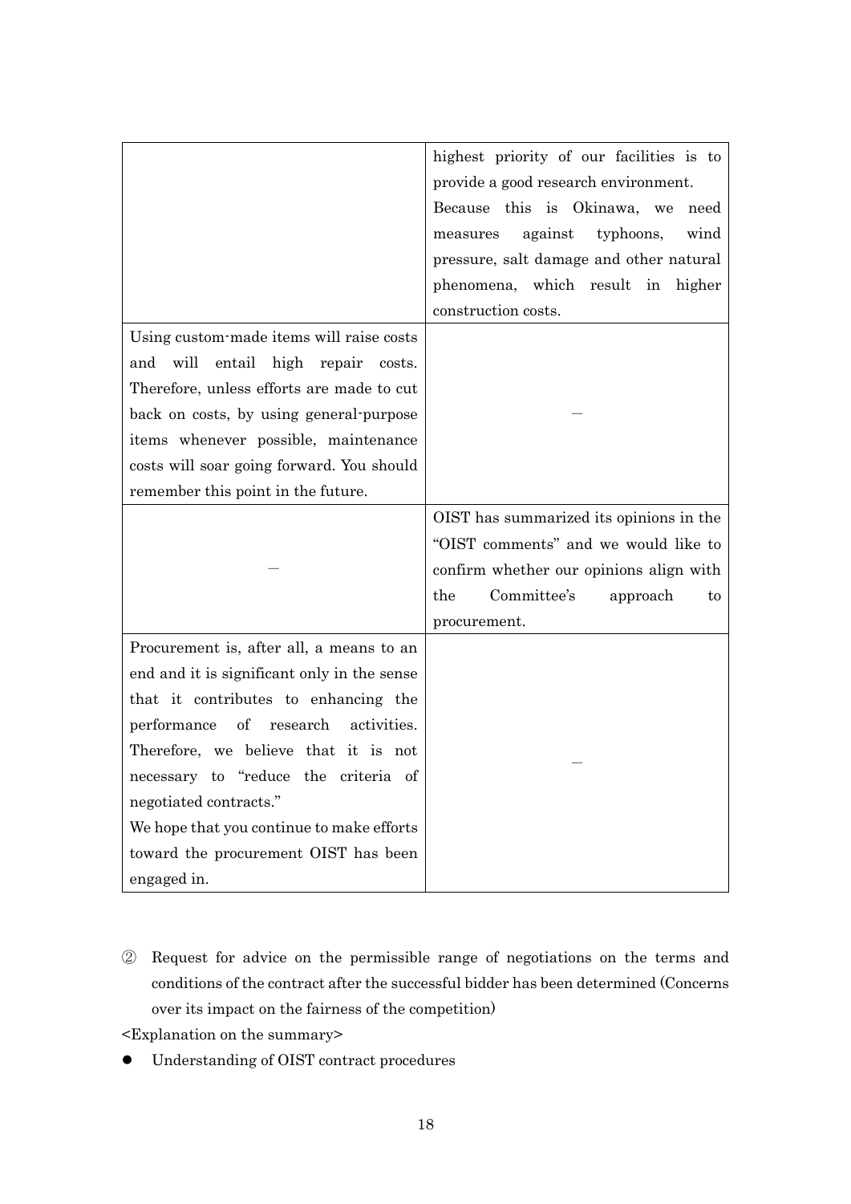| | |
|---|---|
| | highest priority of our facilities is to provide a good research environment. Because this is Okinawa, we need measures against typhoons, wind pressure, salt damage and other natural phenomena, which result in higher construction costs. |
| Using custom-made items will raise costs and will entail high repair costs. Therefore, unless efforts are made to cut back on costs, by using general-purpose items whenever possible, maintenance costs will soar going forward. You should remember this point in the future. | — |
| — | OIST has summarized its opinions in the "OIST comments" and we would like to confirm whether our opinions align with the Committee's approach to procurement. |
| Procurement is, after all, a means to an end and it is significant only in the sense that it contributes to enhancing the performance of research activities. Therefore, we believe that it is not necessary to "reduce the criteria of negotiated contracts."<br>We hope that you continue to make efforts toward the procurement OIST has been engaged in. | — |

② Request for advice on the permissible range of negotiations on the terms and conditions of the contract after the successful bidder has been determined (Concerns over its impact on the fairness of the competition)

<Explanation on the summary>

- Understanding of OIST contract procedures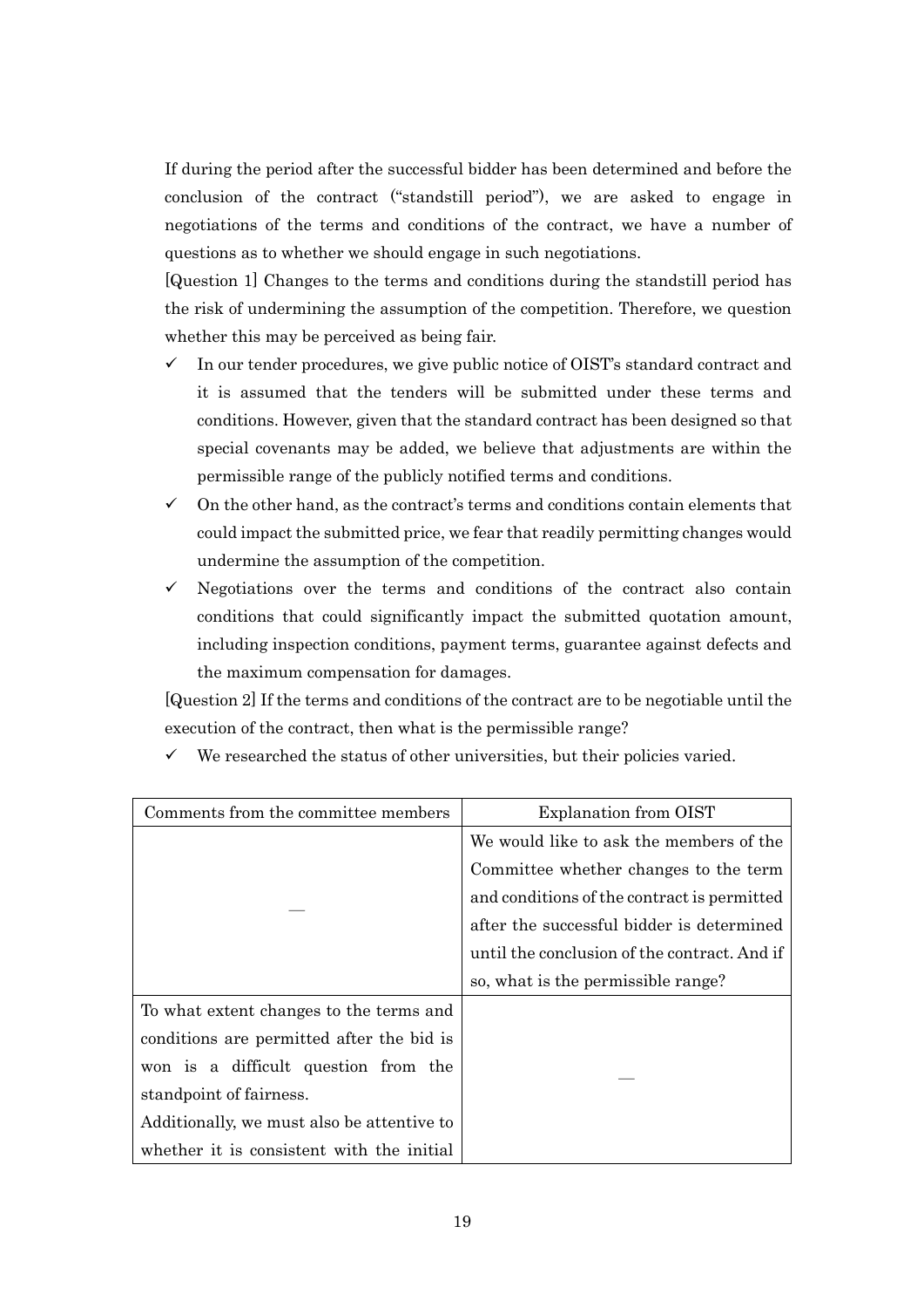If during the period after the successful bidder has been determined and before the conclusion of the contract ("standstill period"), we are asked to engage in negotiations of the terms and conditions of the contract, we have a number of questions as to whether we should engage in such negotiations.

[Question 1] Changes to the terms and conditions during the standstill period has the risk of undermining the assumption of the competition. Therefore, we question whether this may be perceived as being fair.

- ✓ In our tender procedures, we give public notice of OIST's standard contract and it is assumed that the tenders will be submitted under these terms and conditions. However, given that the standard contract has been designed so that special covenants may be added, we believe that adjustments are within the permissible range of the publicly notified terms and conditions.
- ✓ On the other hand, as the contract's terms and conditions contain elements that could impact the submitted price, we fear that readily permitting changes would undermine the assumption of the competition.
- ✓ Negotiations over the terms and conditions of the contract also contain conditions that could significantly impact the submitted quotation amount, including inspection conditions, payment terms, guarantee against defects and the maximum compensation for damages.

[Question 2] If the terms and conditions of the contract are to be negotiable until the execution of the contract, then what is the permissible range?

- ✓ We researched the status of other universities, but their policies varied.

| Comments from the committee members | Explanation from OIST |
|---|---|
| — | We would like to ask the members of the Committee whether changes to the term and conditions of the contract is permitted after the successful bidder is determined until the conclusion of the contract. And if so, what is the permissible range? |
| To what extent changes to the terms and conditions are permitted after the bid is won is a difficult question from the standpoint of fairness.<br>Additionally, we must also be attentive to whether it is consistent with the initial | — |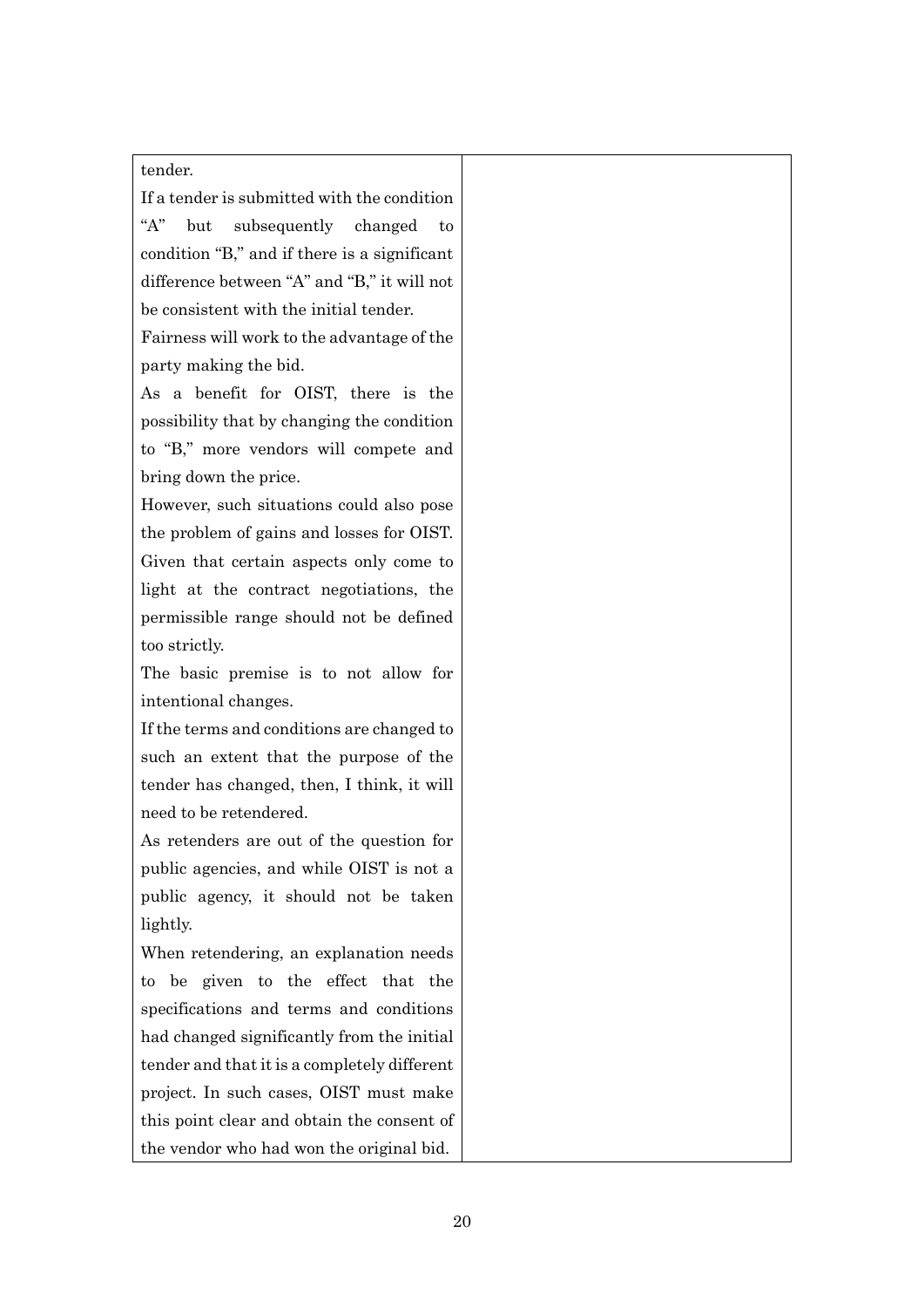| | |
|---|---|
| tender.<br>If a tender is submitted with the condition "A" but subsequently changed to condition "B," and if there is a significant difference between "A" and "B," it will not be consistent with the initial tender.<br>Fairness will work to the advantage of the party making the bid.<br>As a benefit for OIST, there is the possibility that by changing the condition to "B," more vendors will compete and bring down the price.<br>However, such situations could also pose the problem of gains and losses for OIST. Given that certain aspects only come to light at the contract negotiations, the permissible range should not be defined too strictly.<br>The basic premise is to not allow for intentional changes.<br>If the terms and conditions are changed to such an extent that the purpose of the tender has changed, then, I think, it will need to be retendered.<br>As retenders are out of the question for public agencies, and while OIST is not a public agency, it should not be taken lightly.<br>When retendering, an explanation needs to be given to the effect that the specifications and terms and conditions had changed significantly from the initial tender and that it is a completely different project. In such cases, OIST must make this point clear and obtain the consent of the vendor who had won the original bid. | |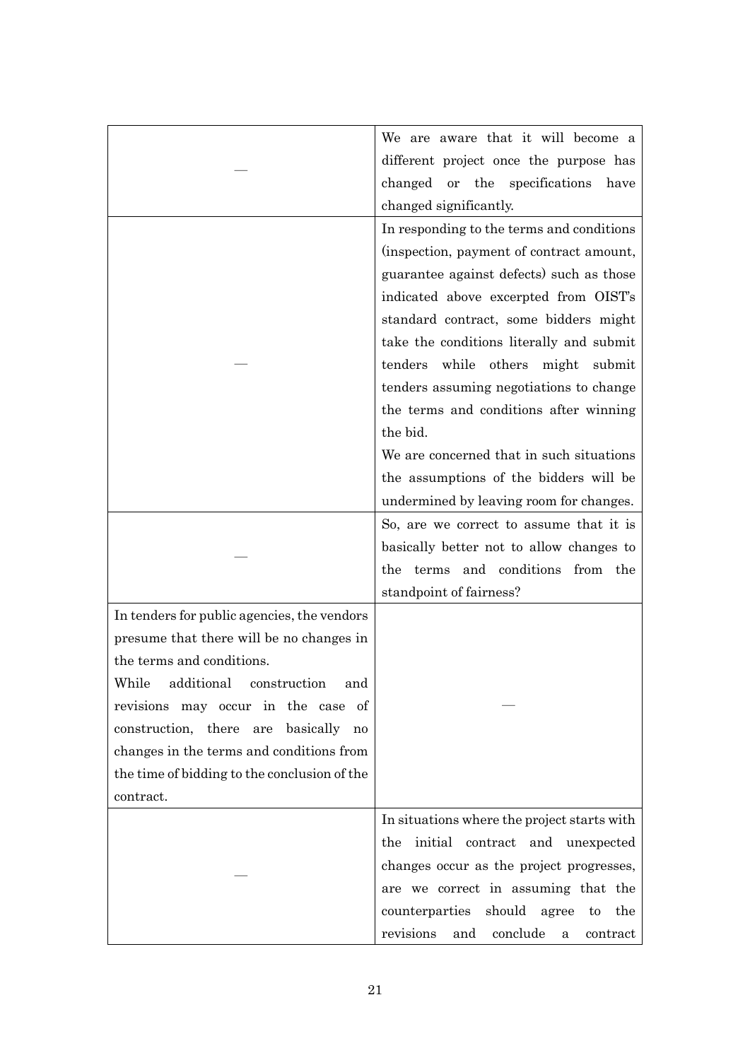| | |
|---|---|
| — | We are aware that it will become a different project once the purpose has changed or the specifications have changed significantly. |
| — | In responding to the terms and conditions (inspection, payment of contract amount, guarantee against defects) such as those indicated above excerpted from OIST's standard contract, some bidders might take the conditions literally and submit tenders while others might submit tenders assuming negotiations to change the terms and conditions after winning the bid.<br>We are concerned that in such situations the assumptions of the bidders will be undermined by leaving room for changes. |
| — | So, are we correct to assume that it is basically better not to allow changes to the terms and conditions from the standpoint of fairness? |
| In tenders for public agencies, the vendors presume that there will be no changes in the terms and conditions.<br>While additional construction and revisions may occur in the case of construction, there are basically no changes in the terms and conditions from the time of bidding to the conclusion of the contract. | — |
| — | In situations where the project starts with the initial contract and unexpected changes occur as the project progresses, are we correct in assuming that the counterparties should agree to the revisions and conclude a contract |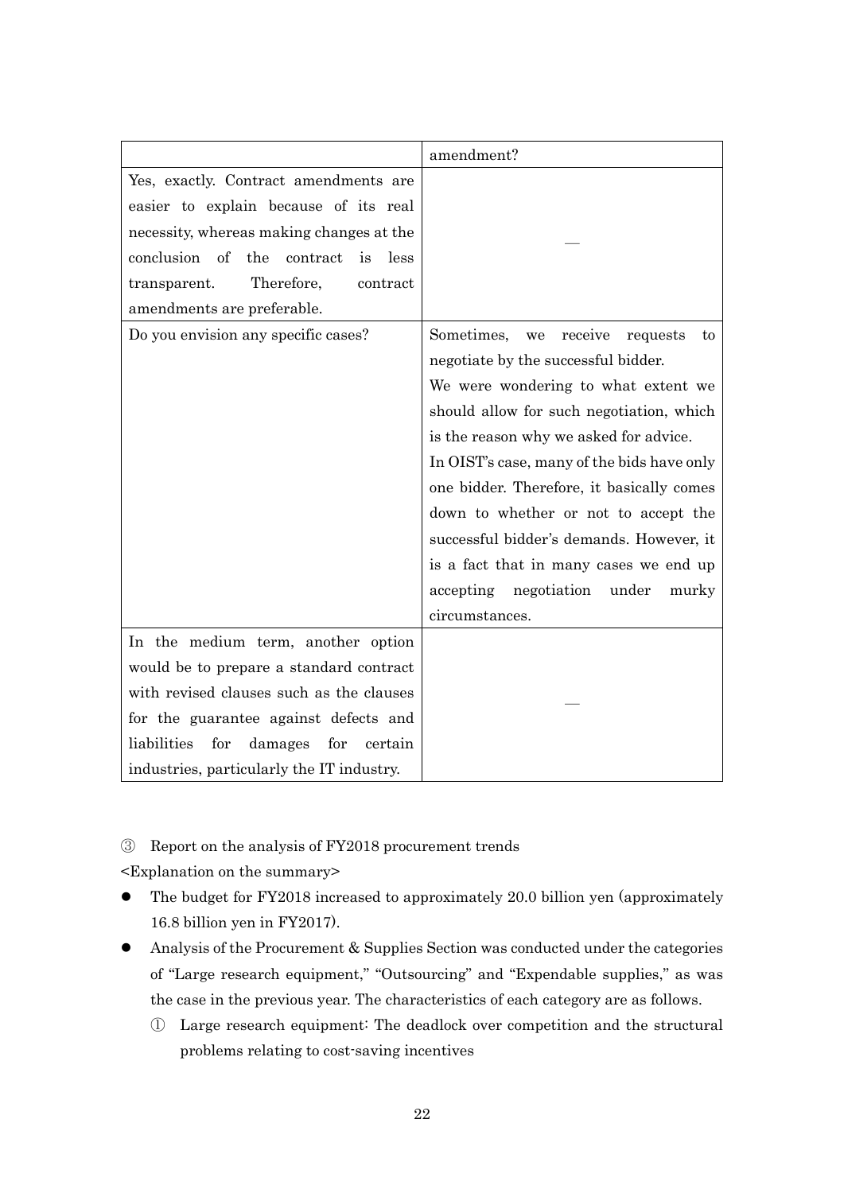| | |
|---|---|
| | amendment? |
| Yes, exactly. Contract amendments are easier to explain because of its real necessity, whereas making changes at the conclusion of the contract is less transparent. Therefore, contract amendments are preferable. | — |
| Do you envision any specific cases? | Sometimes, we receive requests to negotiate by the successful bidder.<br>We were wondering to what extent we should allow for such negotiation, which is the reason why we asked for advice.<br>In OIST's case, many of the bids have only one bidder. Therefore, it basically comes down to whether or not to accept the successful bidder's demands. However, it is a fact that in many cases we end up accepting negotiation under murky circumstances. |
| In the medium term, another option would be to prepare a standard contract with revised clauses such as the clauses for the guarantee against defects and liabilities for damages for certain industries, particularly the IT industry. | — |

③ Report on the analysis of FY2018 procurement trends

<Explanation on the summary>

- The budget for FY2018 increased to approximately 20.0 billion yen (approximately 16.8 billion yen in FY2017).
- Analysis of the Procurement & Supplies Section was conducted under the categories of "Large research equipment," "Outsourcing" and "Expendable supplies," as was the case in the previous year. The characteristics of each category are as follows.
  ① Large research equipment: The deadlock over competition and the structural problems relating to cost-saving incentives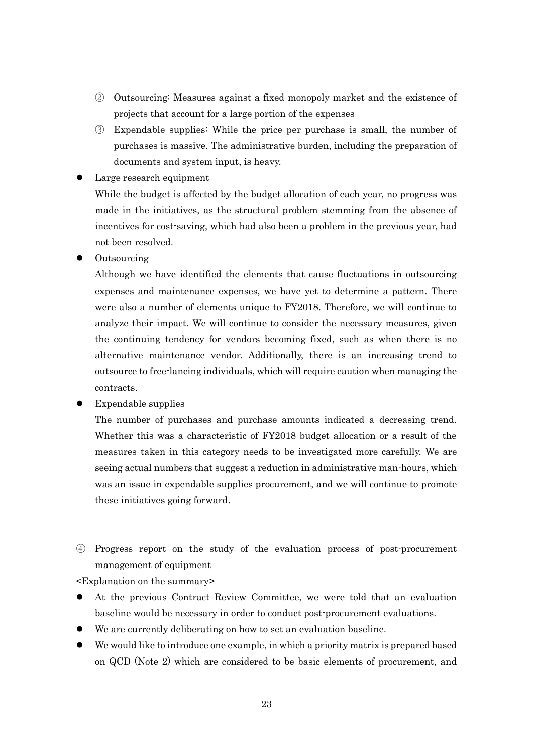② Outsourcing: Measures against a fixed monopoly market and the existence of projects that account for a large portion of the expenses

③ Expendable supplies: While the price per purchase is small, the number of purchases is massive. The administrative burden, including the preparation of documents and system input, is heavy.

- Large research equipment

  While the budget is affected by the budget allocation of each year, no progress was made in the initiatives, as the structural problem stemming from the absence of incentives for cost-saving, which had also been a problem in the previous year, had not been resolved.

- Outsourcing

  Although we have identified the elements that cause fluctuations in outsourcing expenses and maintenance expenses, we have yet to determine a pattern. There were also a number of elements unique to FY2018. Therefore, we will continue to analyze their impact. We will continue to consider the necessary measures, given the continuing tendency for vendors becoming fixed, such as when there is no alternative maintenance vendor. Additionally, there is an increasing trend to outsource to free-lancing individuals, which will require caution when managing the contracts.

- Expendable supplies

  The number of purchases and purchase amounts indicated a decreasing trend. Whether this was a characteristic of FY2018 budget allocation or a result of the measures taken in this category needs to be investigated more carefully. We are seeing actual numbers that suggest a reduction in administrative man-hours, which was an issue in expendable supplies procurement, and we will continue to promote these initiatives going forward.

④ Progress report on the study of the evaluation process of post-procurement management of equipment

<Explanation on the summary>

- At the previous Contract Review Committee, we were told that an evaluation baseline would be necessary in order to conduct post-procurement evaluations.
- We are currently deliberating on how to set an evaluation baseline.
- We would like to introduce one example, in which a priority matrix is prepared based on QCD (Note 2) which are considered to be basic elements of procurement, and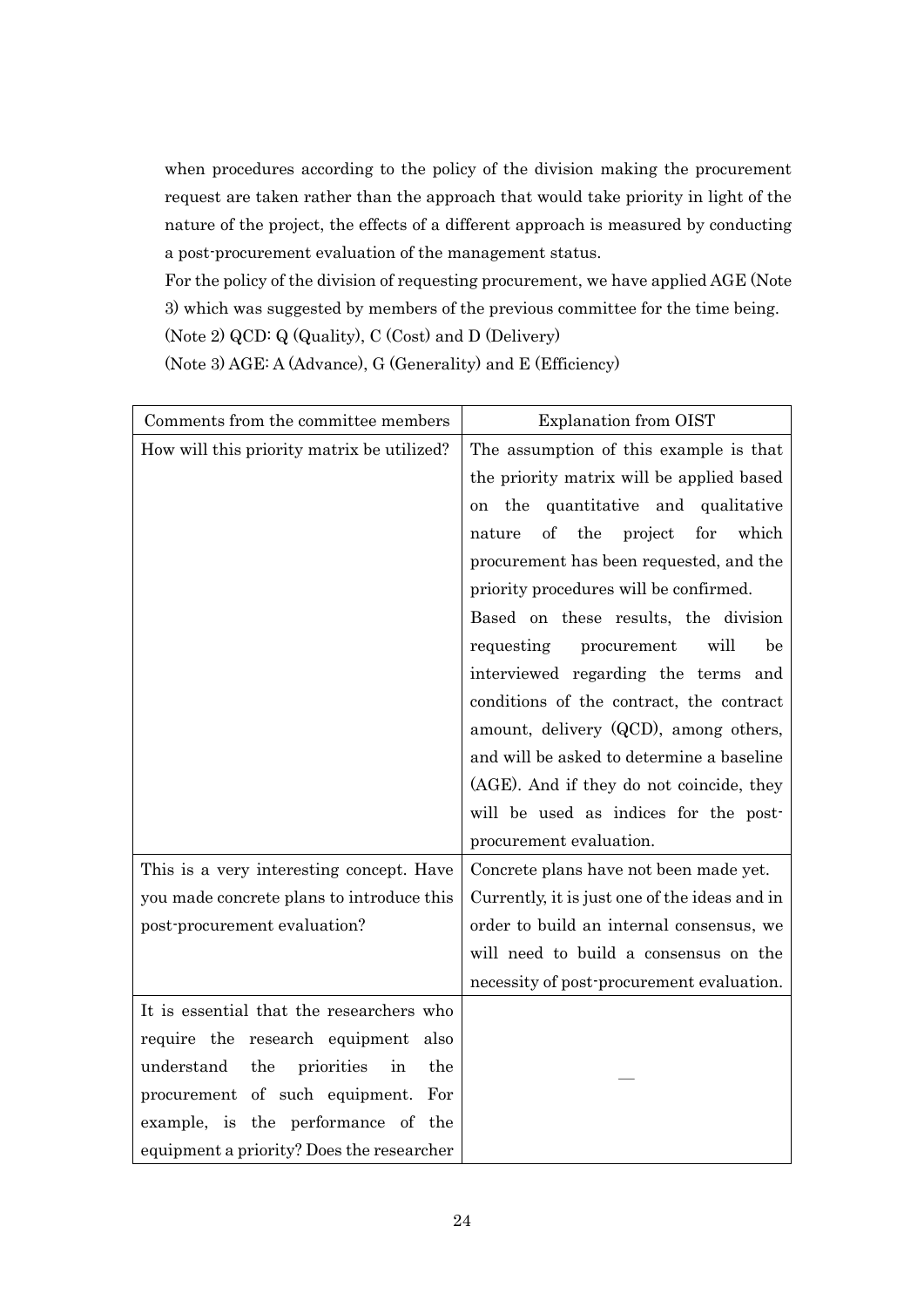when procedures according to the policy of the division making the procurement request are taken rather than the approach that would take priority in light of the nature of the project, the effects of a different approach is measured by conducting a post-procurement evaluation of the management status.

For the policy of the division of requesting procurement, we have applied AGE (Note 3) which was suggested by members of the previous committee for the time being.

(Note 2) QCD: Q (Quality), C (Cost) and D (Delivery)

(Note 3) AGE: A (Advance), G (Generality) and E (Efficiency)

| Comments from the committee members | Explanation from OIST |
|---|---|
| How will this priority matrix be utilized? | The assumption of this example is that the priority matrix will be applied based on the quantitative and qualitative nature of the project for which procurement has been requested, and the priority procedures will be confirmed. Based on these results, the division requesting procurement will be interviewed regarding the terms and conditions of the contract, the contract amount, delivery (QCD), among others, and will be asked to determine a baseline (AGE). And if they do not coincide, they will be used as indices for the post-procurement evaluation. |
| This is a very interesting concept. Have you made concrete plans to introduce this post-procurement evaluation? | Concrete plans have not been made yet. Currently, it is just one of the ideas and in order to build an internal consensus, we will need to build a consensus on the necessity of post-procurement evaluation. |
| It is essential that the researchers who require the research equipment also understand the priorities in the procurement of such equipment. For example, is the performance of the equipment a priority? Does the researcher | — |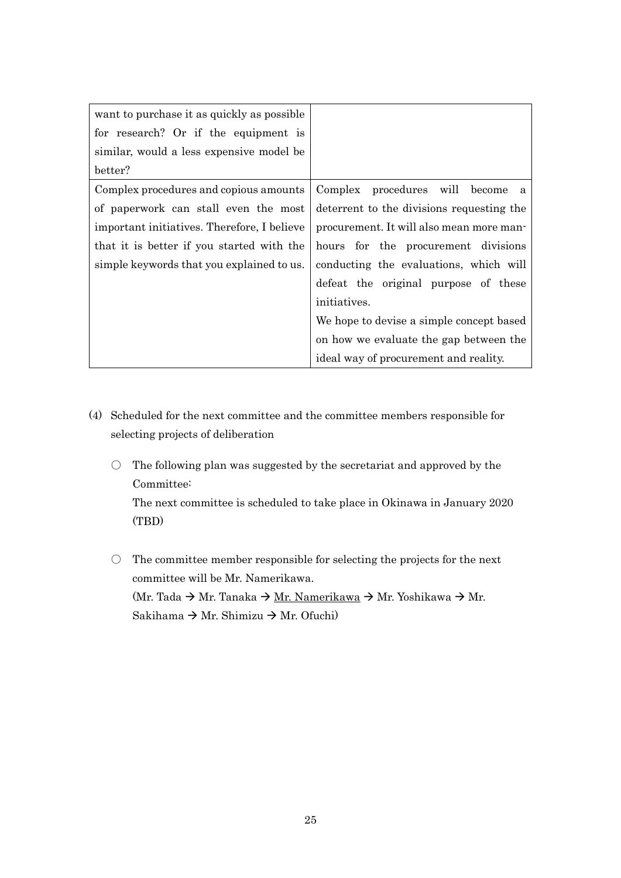| | |
|---|---|
| want to purchase it as quickly as possible for research? Or if the equipment is similar, would a less expensive model be better? | |
| Complex procedures and copious amounts of paperwork can stall even the most important initiatives. Therefore, I believe that it is better if you started with the simple keywords that you explained to us. | Complex procedures will become a deterrent to the divisions requesting the procurement. It will also mean more man-hours for the procurement divisions conducting the evaluations, which will defeat the original purpose of these initiatives.<br>We hope to devise a simple concept based on how we evaluate the gap between the ideal way of procurement and reality. |

(4) Scheduled for the next committee and the committee members responsible for selecting projects of deliberation

○ The following plan was suggested by the secretariat and approved by the Committee:
The next committee is scheduled to take place in Okinawa in January 2020 (TBD)

○ The committee member responsible for selecting the projects for the next committee will be Mr. Namerikawa.
(Mr. Tada → Mr. Tanaka → Mr. Namerikawa → Mr. Yoshikawa → Mr. Sakihama → Mr. Shimizu → Mr. Ofuchi)